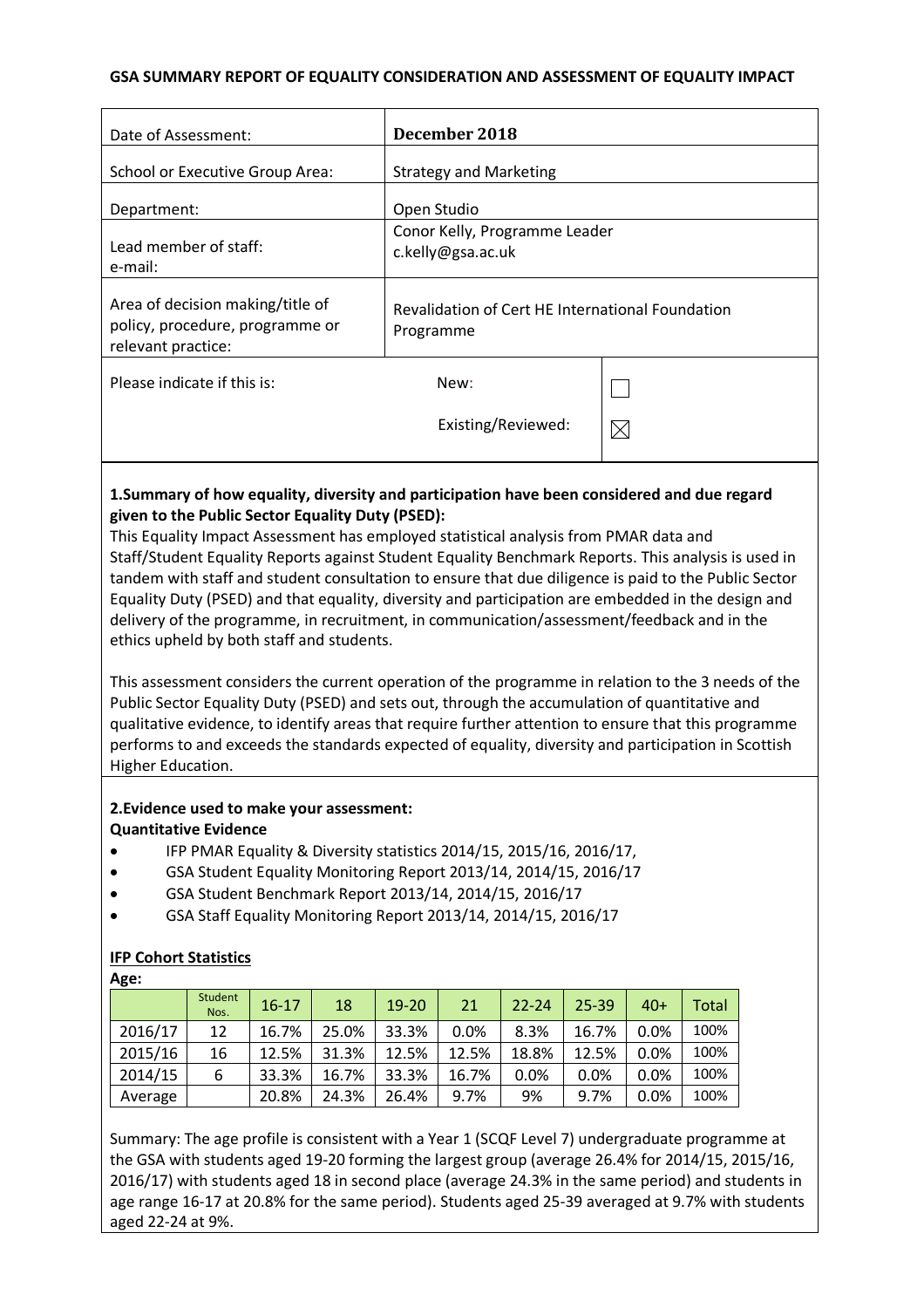**GSA SUMMARY REPORT OF EQUALITY CONSIDERATION AND ASSESSMENT OF EQUALITY IMPACT**

| | |
|---|---|
| Date of Assessment: | **December 2018** |
| School or Executive Group Area: | Strategy and Marketing |
| Department: | Open Studio |
| Lead member of staff:<br>e-mail: | Conor Kelly, Programme Leader<br>c.kelly@gsa.ac.uk |
| Area of decision making/title of policy, procedure, programme or relevant practice: | Revalidation of Cert HE International Foundation Programme |

| Please indicate if this is: | | |
|---|---|---|
| | New: | ☐ |
| | Existing/Reviewed: | ☒ |

**1.Summary of how equality, diversity and participation have been considered and due regard given to the Public Sector Equality Duty (PSED):**

This Equality Impact Assessment has employed statistical analysis from PMAR data and Staff/Student Equality Reports against Student Equality Benchmark Reports. This analysis is used in tandem with staff and student consultation to ensure that due diligence is paid to the Public Sector Equality Duty (PSED) and that equality, diversity and participation are embedded in the design and delivery of the programme, in recruitment, in communication/assessment/feedback and in the ethics upheld by both staff and students.

This assessment considers the current operation of the programme in relation to the 3 needs of the Public Sector Equality Duty (PSED) and sets out, through the accumulation of quantitative and qualitative evidence, to identify areas that require further attention to ensure that this programme performs to and exceeds the standards expected of equality, diversity and participation in Scottish Higher Education.

**2.Evidence used to make your assessment:**

**Quantitative Evidence**

- IFP PMAR Equality & Diversity statistics 2014/15, 2015/16, 2016/17,
- GSA Student Equality Monitoring Report 2013/14, 2014/15, 2016/17
- GSA Student Benchmark Report 2013/14, 2014/15, 2016/17
- GSA Staff Equality Monitoring Report 2013/14, 2014/15, 2016/17

**IFP Cohort Statistics**

**Age:**

| | Student Nos. | 16-17 | 18 | 19-20 | 21 | 22-24 | 25-39 | 40+ | Total |
|---|---|---|---|---|---|---|---|---|---|
| 2016/17 | 12 | 16.7% | 25.0% | 33.3% | 0.0% | 8.3% | 16.7% | 0.0% | 100% |
| 2015/16 | 16 | 12.5% | 31.3% | 12.5% | 12.5% | 18.8% | 12.5% | 0.0% | 100% |
| 2014/15 | 6 | 33.3% | 16.7% | 33.3% | 16.7% | 0.0% | 0.0% | 0.0% | 100% |
| Average | | 20.8% | 24.3% | 26.4% | 9.7% | 9% | 9.7% | 0.0% | 100% |

Summary: The age profile is consistent with a Year 1 (SCQF Level 7) undergraduate programme at the GSA with students aged 19-20 forming the largest group (average 26.4% for 2014/15, 2015/16, 2016/17) with students aged 18 in second place (average 24.3% in the same period) and students in age range 16-17 at 20.8% for the same period). Students aged 25-39 averaged at 9.7% with students aged 22-24 at 9%.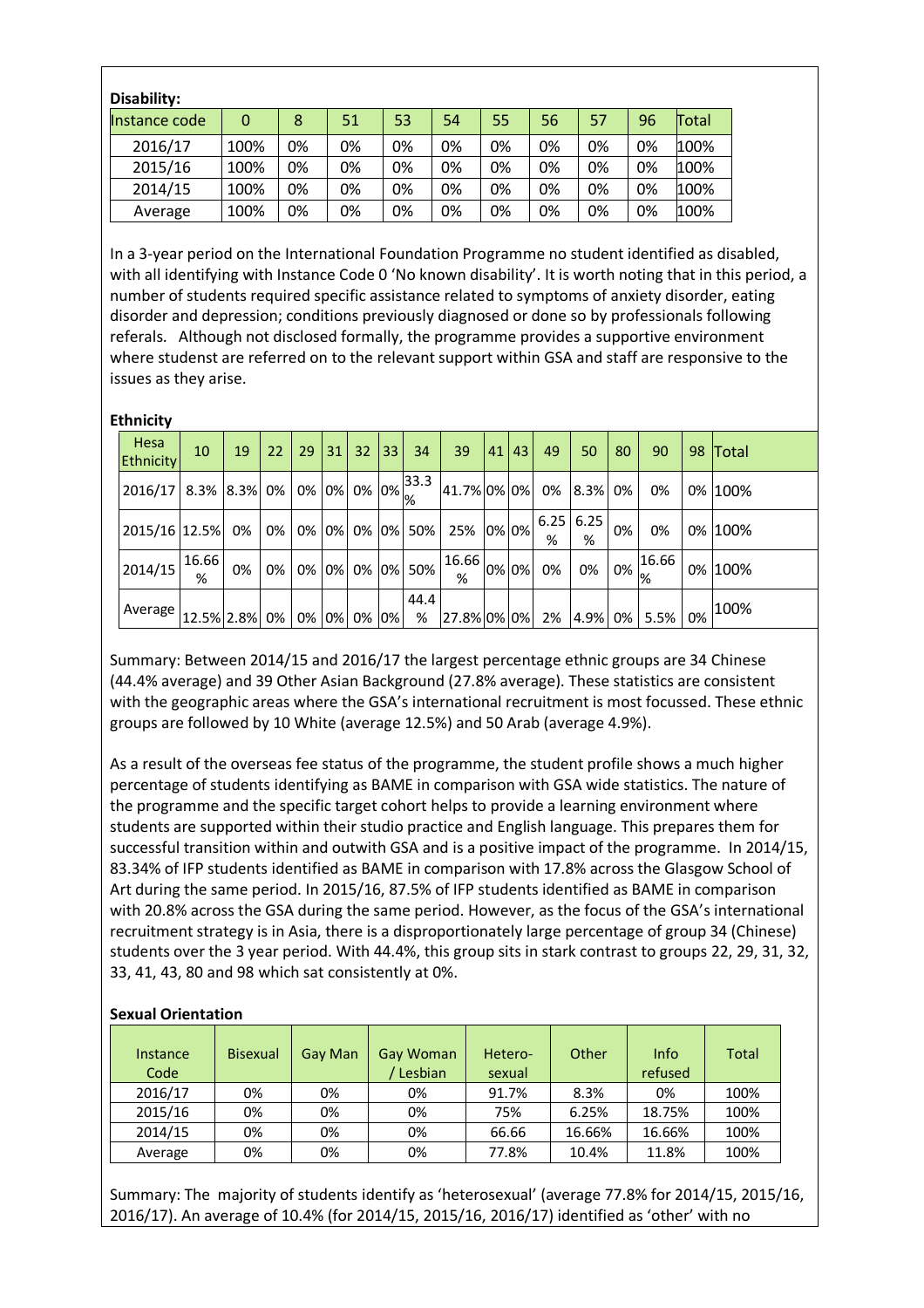**Disability:**

| Instance code | 0 | 8 | 51 | 53 | 54 | 55 | 56 | 57 | 96 | Total |
|---|---|---|---|---|---|---|---|---|---|---|
| 2016/17 | 100% | 0% | 0% | 0% | 0% | 0% | 0% | 0% | 0% | 100% |
| 2015/16 | 100% | 0% | 0% | 0% | 0% | 0% | 0% | 0% | 0% | 100% |
| 2014/15 | 100% | 0% | 0% | 0% | 0% | 0% | 0% | 0% | 0% | 100% |
| Average | 100% | 0% | 0% | 0% | 0% | 0% | 0% | 0% | 0% | 100% |

In a 3-year period on the International Foundation Programme no student identified as disabled, with all identifying with Instance Code 0 'No known disability'. It is worth noting that in this period, a number of students required specific assistance related to symptoms of anxiety disorder, eating disorder and depression; conditions previously diagnosed or done so by professionals following referals. Although not disclosed formally, the programme provides a supportive environment where studenst are referred on to the relevant support within GSA and staff are responsive to the issues as they arise.

**Ethnicity**

| Hesa Ethnicity | 10 | 19 | 22 | 29 | 31 | 32 | 33 | 34 | 39 | 41 | 43 | 49 | 50 | 80 | 90 | 98 | Total |
|---|---|---|---|---|---|---|---|---|---|---|---|---|---|---|---|---|---|
| 2016/17 | 8.3% | 8.3% | 0% | 0% | 0% | 0% | 0% | 33.3% | 41.7% | 0% | 0% | 0% | 8.3% | 0% | 0% | 0% | 100% |
| 2015/16 | 12.5% | 0% | 0% | 0% | 0% | 0% | 0% | 50% | 25% | 0% | 0% | 6.25% | 6.25% | 0% | 0% | 0% | 100% |
| 2014/15 | 16.66% | 0% | 0% | 0% | 0% | 0% | 0% | 50% | 16.66% | 0% | 0% | 0% | 0% | 0% | 16.66% | 0% | 100% |
| Average | 12.5% | 2.8% | 0% | 0% | 0% | 0% | 0% | 44.4% | 27.8% | 0% | 0% | 2% | 4.9% | 0% | 5.5% | 0% | 100% |

Summary: Between 2014/15 and 2016/17 the largest percentage ethnic groups are 34 Chinese (44.4% average) and 39 Other Asian Background (27.8% average). These statistics are consistent with the geographic areas where the GSA's international recruitment is most focussed. These ethnic groups are followed by 10 White (average 12.5%) and 50 Arab (average 4.9%).

As a result of the overseas fee status of the programme, the student profile shows a much higher percentage of students identifying as BAME in comparison with GSA wide statistics. The nature of the programme and the specific target cohort helps to provide a learning environment where students are supported within their studio practice and English language. This prepares them for successful transition within and outwith GSA and is a positive impact of the programme. In 2014/15, 83.34% of IFP students identified as BAME in comparison with 17.8% across the Glasgow School of Art during the same period. In 2015/16, 87.5% of IFP students identified as BAME in comparison with 20.8% across the GSA during the same period. However, as the focus of the GSA's international recruitment strategy is in Asia, there is a disproportionately large percentage of group 34 (Chinese) students over the 3 year period. With 44.4%, this group sits in stark contrast to groups 22, 29, 31, 32, 33, 41, 43, 80 and 98 which sat consistently at 0%.

**Sexual Orientation**

| Instance Code | Bisexual | Gay Man | Gay Woman / Lesbian | Hetero-sexual | Other | Info refused | Total |
|---|---|---|---|---|---|---|---|
| 2016/17 | 0% | 0% | 0% | 91.7% | 8.3% | 0% | 100% |
| 2015/16 | 0% | 0% | 0% | 75% | 6.25% | 18.75% | 100% |
| 2014/15 | 0% | 0% | 0% | 66.66 | 16.66% | 16.66% | 100% |
| Average | 0% | 0% | 0% | 77.8% | 10.4% | 11.8% | 100% |

Summary: The majority of students identify as 'heterosexual' (average 77.8% for 2014/15, 2015/16, 2016/17). An average of 10.4% (for 2014/15, 2015/16, 2016/17) identified as 'other' with no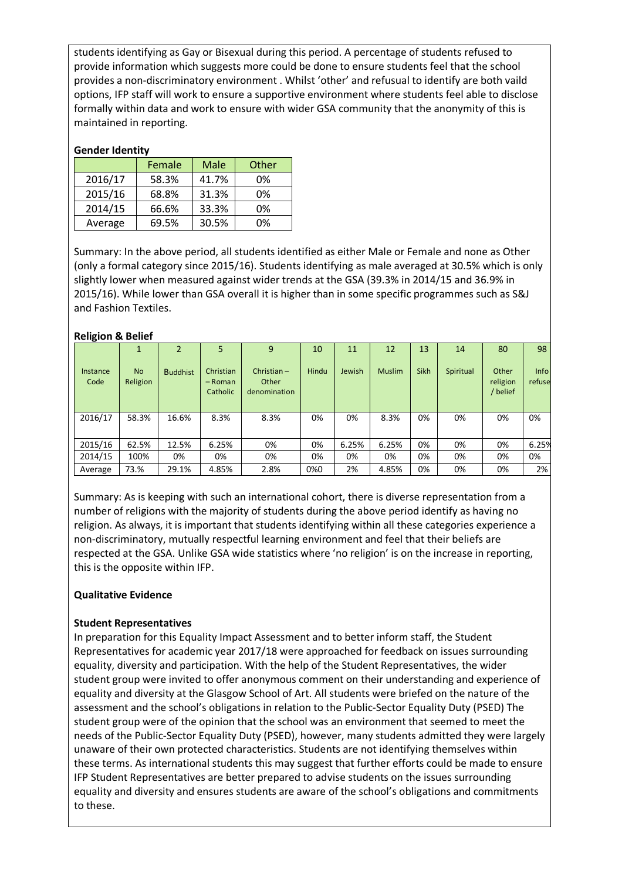students identifying as Gay or Bisexual during this period. A percentage of students refused to provide information which suggests more could be done to ensure students feel that the school provides a non-discriminatory environment . Whilst 'other' and refusal to identify are both vaild options, IFP staff will work to ensure a supportive environment where students feel able to disclose formally within data and work to ensure with wider GSA community that the anonymity of this is maintained in reporting.

**Gender Identity**

| | Female | Male | Other |
|---|---|---|---|
| 2016/17 | 58.3% | 41.7% | 0% |
| 2015/16 | 68.8% | 31.3% | 0% |
| 2014/15 | 66.6% | 33.3% | 0% |
| Average | 69.5% | 30.5% | 0% |

Summary: In the above period, all students identified as either Male or Female and none as Other (only a formal category since 2015/16). Students identifying as male averaged at 30.5% which is only slightly lower when measured against wider trends at the GSA (39.3% in 2014/15 and 36.9% in 2015/16). While lower than GSA overall it is higher than in some specific programmes such as S&J and Fashion Textiles.

**Religion & Belief**

| | 1 | 2 | 5 | 9 | 10 | 11 | 12 | 13 | 14 | 80 | 98 |
|---|---|---|---|---|---|---|---|---|---|---|---|
| Instance Code | No Religion | Buddhist | Christian – Roman Catholic | Christian – Other denomination | Hindu | Jewish | Muslim | Sikh | Spiritual | Other religion / belief | Info refuse |
| 2016/17 | 58.3% | 16.6% | 8.3% | 8.3% | 0% | 0% | 8.3% | 0% | 0% | 0% | 0% |
| 2015/16 | 62.5% | 12.5% | 6.25% | 0% | 0% | 6.25% | 6.25% | 0% | 0% | 0% | 6.25% |
| 2014/15 | 100% | 0% | 0% | 0% | 0% | 0% | 0% | 0% | 0% | 0% | 0% |
| Average | 73.% | 29.1% | 4.85% | 2.8% | 0%0 | 2% | 4.85% | 0% | 0% | 0% | 2% |

Summary: As is keeping with such an international cohort, there is diverse representation from a number of religions with the majority of students during the above period identify as having no religion. As always, it is important that students identifying within all these categories experience a non-discriminatory, mutually respectful learning environment and feel that their beliefs are respected at the GSA. Unlike GSA wide statistics where 'no religion' is on the increase in reporting, this is the opposite within IFP.

**Qualitative Evidence**

**Student Representatives**

In preparation for this Equality Impact Assessment and to better inform staff, the Student Representatives for academic year 2017/18 were approached for feedback on issues surrounding equality, diversity and participation. With the help of the Student Representatives, the wider student group were invited to offer anonymous comment on their understanding and experience of equality and diversity at the Glasgow School of Art. All students were briefed on the nature of the assessment and the school's obligations in relation to the Public-Sector Equality Duty (PSED) The student group were of the opinion that the school was an environment that seemed to meet the needs of the Public-Sector Equality Duty (PSED), however, many students admitted they were largely unaware of their own protected characteristics. Students are not identifying themselves within these terms. As international students this may suggest that further efforts could be made to ensure IFP Student Representatives are better prepared to advise students on the issues surrounding equality and diversity and ensures students are aware of the school's obligations and commitments to these.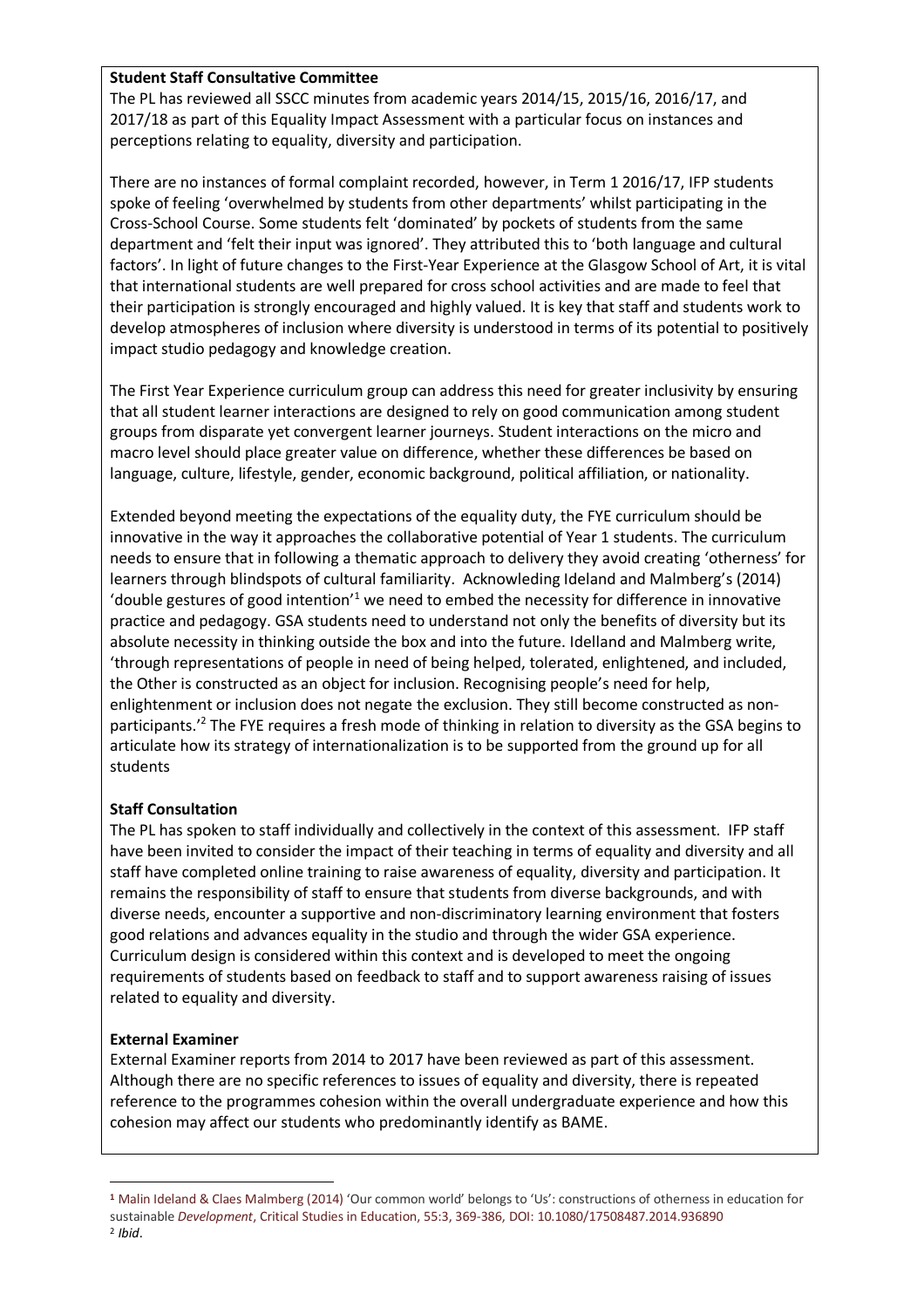**Student Staff Consultative Committee**

The PL has reviewed all SSCC minutes from academic years 2014/15, 2015/16, 2016/17, and 2017/18 as part of this Equality Impact Assessment with a particular focus on instances and perceptions relating to equality, diversity and participation.

There are no instances of formal complaint recorded, however, in Term 1 2016/17, IFP students spoke of feeling 'overwhelmed by students from other departments' whilst participating in the Cross-School Course. Some students felt 'dominated' by pockets of students from the same department and 'felt their input was ignored'. They attributed this to 'both language and cultural factors'. In light of future changes to the First-Year Experience at the Glasgow School of Art, it is vital that international students are well prepared for cross school activities and are made to feel that their participation is strongly encouraged and highly valued. It is key that staff and students work to develop atmospheres of inclusion where diversity is understood in terms of its potential to positively impact studio pedagogy and knowledge creation.

The First Year Experience curriculum group can address this need for greater inclusivity by ensuring that all student learner interactions are designed to rely on good communication among student groups from disparate yet convergent learner journeys. Student interactions on the micro and macro level should place greater value on difference, whether these differences be based on language, culture, lifestyle, gender, economic background, political affiliation, or nationality.

Extended beyond meeting the expectations of the equality duty, the FYE curriculum should be innovative in the way it approaches the collaborative potential of Year 1 students. The curriculum needs to ensure that in following a thematic approach to delivery they avoid creating 'otherness' for learners through blindspots of cultural familiarity. Acknowleding Ideland and Malmberg's (2014) 'double gestures of good intention'[1] we need to embed the necessity for difference in innovative practice and pedagogy. GSA students need to understand not only the benefits of diversity but its absolute necessity in thinking outside the box and into the future. Idelland and Malmberg write, 'through representations of people in need of being helped, tolerated, enlightened, and included, the Other is constructed as an object for inclusion. Recognising people's need for help, enlightenment or inclusion does not negate the exclusion. They still become constructed as non-participants.'[2] The FYE requires a fresh mode of thinking in relation to diversity as the GSA begins to articulate how its strategy of internationalization is to be supported from the ground up for all students

**Staff Consultation**

The PL has spoken to staff individually and collectively in the context of this assessment. IFP staff have been invited to consider the impact of their teaching in terms of equality and diversity and all staff have completed online training to raise awareness of equality, diversity and participation. It remains the responsibility of staff to ensure that students from diverse backgrounds, and with diverse needs, encounter a supportive and non-discriminatory learning environment that fosters good relations and advances equality in the studio and through the wider GSA experience. Curriculum design is considered within this context and is developed to meet the ongoing requirements of students based on feedback to staff and to support awareness raising of issues related to equality and diversity.

**External Examiner**

External Examiner reports from 2014 to 2017 have been reviewed as part of this assessment. Although there are no specific references to issues of equality and diversity, there is repeated reference to the programmes cohesion within the overall undergraduate experience and how this cohesion may affect our students who predominantly identify as BAME.

---

[1] Malin Ideland & Claes Malmberg (2014) 'Our common world' belongs to 'Us': constructions of otherness in education for sustainable *Development*, Critical Studies in Education, 55:3, 369-386, DOI: 10.1080/17508487.2014.936890

[2] *Ibid*.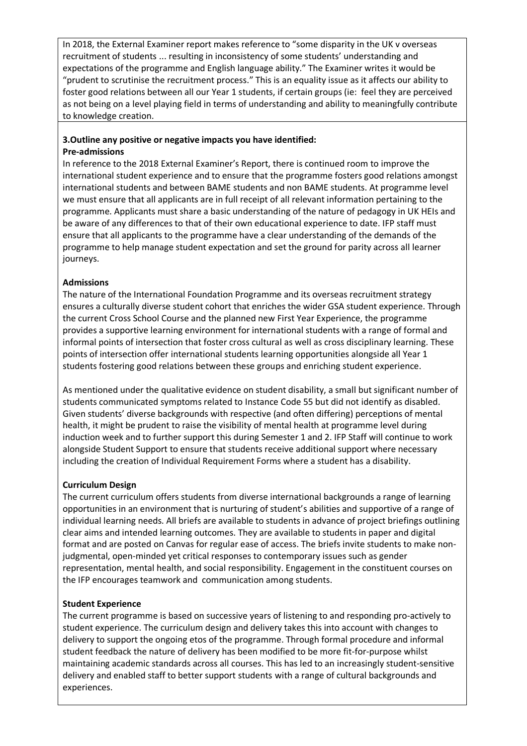In 2018, the External Examiner report makes reference to "some disparity in the UK v overseas recruitment of students ... resulting in inconsistency of some students' understanding and expectations of the programme and English language ability." The Examiner writes it would be "prudent to scrutinise the recruitment process." This is an equality issue as it affects our ability to foster good relations between all our Year 1 students, if certain groups (ie: feel they are perceived as not being on a level playing field in terms of understanding and ability to meaningfully contribute to knowledge creation.

**3.Outline any positive or negative impacts you have identified:**

**Pre-admissions**

In reference to the 2018 External Examiner's Report, there is continued room to improve the international student experience and to ensure that the programme fosters good relations amongst international students and between BAME students and non BAME students. At programme level we must ensure that all applicants are in full receipt of all relevant information pertaining to the programme. Applicants must share a basic understanding of the nature of pedagogy in UK HEIs and be aware of any differences to that of their own educational experience to date. IFP staff must ensure that all applicants to the programme have a clear understanding of the demands of the programme to help manage student expectation and set the ground for parity across all learner journeys.

**Admissions**

The nature of the International Foundation Programme and its overseas recruitment strategy ensures a culturally diverse student cohort that enriches the wider GSA student experience. Through the current Cross School Course and the planned new First Year Experience, the programme provides a supportive learning environment for international students with a range of formal and informal points of intersection that foster cross cultural as well as cross disciplinary learning. These points of intersection offer international students learning opportunities alongside all Year 1 students fostering good relations between these groups and enriching student experience.

As mentioned under the qualitative evidence on student disability, a small but significant number of students communicated symptoms related to Instance Code 55 but did not identify as disabled. Given students' diverse backgrounds with respective (and often differing) perceptions of mental health, it might be prudent to raise the visibility of mental health at programme level during induction week and to further support this during Semester 1 and 2. IFP Staff will continue to work alongside Student Support to ensure that students receive additional support where necessary including the creation of Individual Requirement Forms where a student has a disability.

**Curriculum Design**

The current curriculum offers students from diverse international backgrounds a range of learning opportunities in an environment that is nurturing of student's abilities and supportive of a range of individual learning needs. All briefs are available to students in advance of project briefings outlining clear aims and intended learning outcomes. They are available to students in paper and digital format and are posted on Canvas for regular ease of access. The briefs invite students to make non-judgmental, open-minded yet critical responses to contemporary issues such as gender representation, mental health, and social responsibility. Engagement in the constituent courses on the IFP encourages teamwork and communication among students.

**Student Experience**

The current programme is based on successive years of listening to and responding pro-actively to student experience. The curriculum design and delivery takes this into account with changes to delivery to support the ongoing etos of the programme. Through formal procedure and informal student feedback the nature of delivery has been modified to be more fit-for-purpose whilst maintaining academic standards across all courses. This has led to an increasingly student-sensitive delivery and enabled staff to better support students with a range of cultural backgrounds and experiences.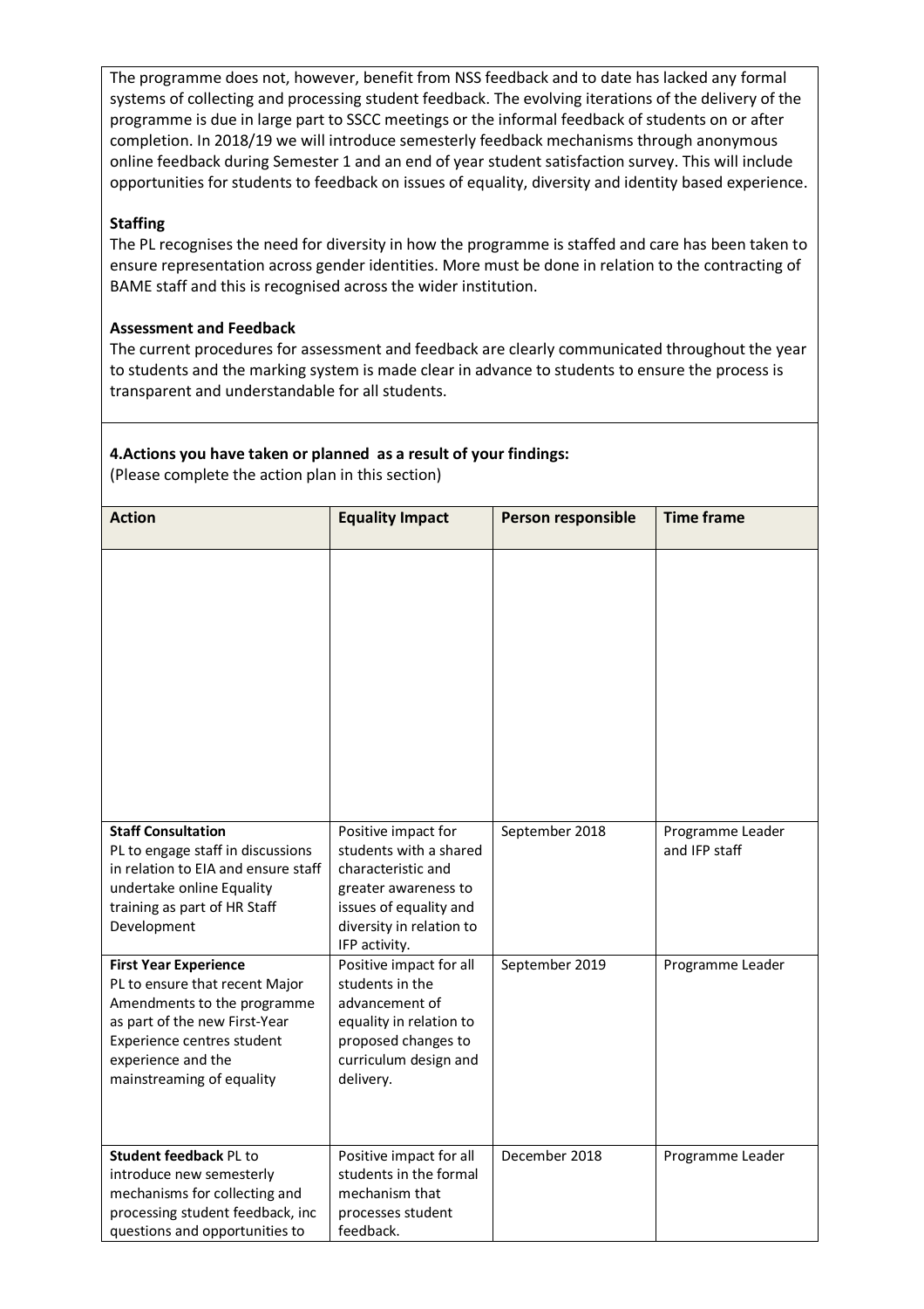The programme does not, however, benefit from NSS feedback and to date has lacked any formal systems of collecting and processing student feedback. The evolving iterations of the delivery of the programme is due in large part to SSCC meetings or the informal feedback of students on or after completion. In 2018/19 we will introduce semesterly feedback mechanisms through anonymous online feedback during Semester 1 and an end of year student satisfaction survey. This will include opportunities for students to feedback on issues of equality, diversity and identity based experience.

**Staffing**

The PL recognises the need for diversity in how the programme is staffed and care has been taken to ensure representation across gender identities. More must be done in relation to the contracting of BAME staff and this is recognised across the wider institution.

**Assessment and Feedback**

The current procedures for assessment and feedback are clearly communicated throughout the year to students and the marking system is made clear in advance to students to ensure the process is transparent and understandable for all students.

**4.Actions you have taken or planned as a result of your findings:**

(Please complete the action plan in this section)

| Action | Equality Impact | Person responsible | Time frame |
|---|---|---|---|
| | | | |
| **Staff Consultation** PL to engage staff in discussions in relation to EIA and ensure staff undertake online Equality training as part of HR Staff Development | Positive impact for students with a shared characteristic and greater awareness to issues of equality and diversity in relation to IFP activity. | September 2018 | Programme Leader and IFP staff |
| **First Year Experience** PL to ensure that recent Major Amendments to the programme as part of the new First-Year Experience centres student experience and the mainstreaming of equality | Positive impact for all students in the advancement of equality in relation to proposed changes to curriculum design and delivery. | September 2019 | Programme Leader |
| **Student feedback** PL to introduce new semesterly mechanisms for collecting and processing student feedback, inc questions and opportunities to | Positive impact for all students in the formal mechanism that processes student feedback. | December 2018 | Programme Leader |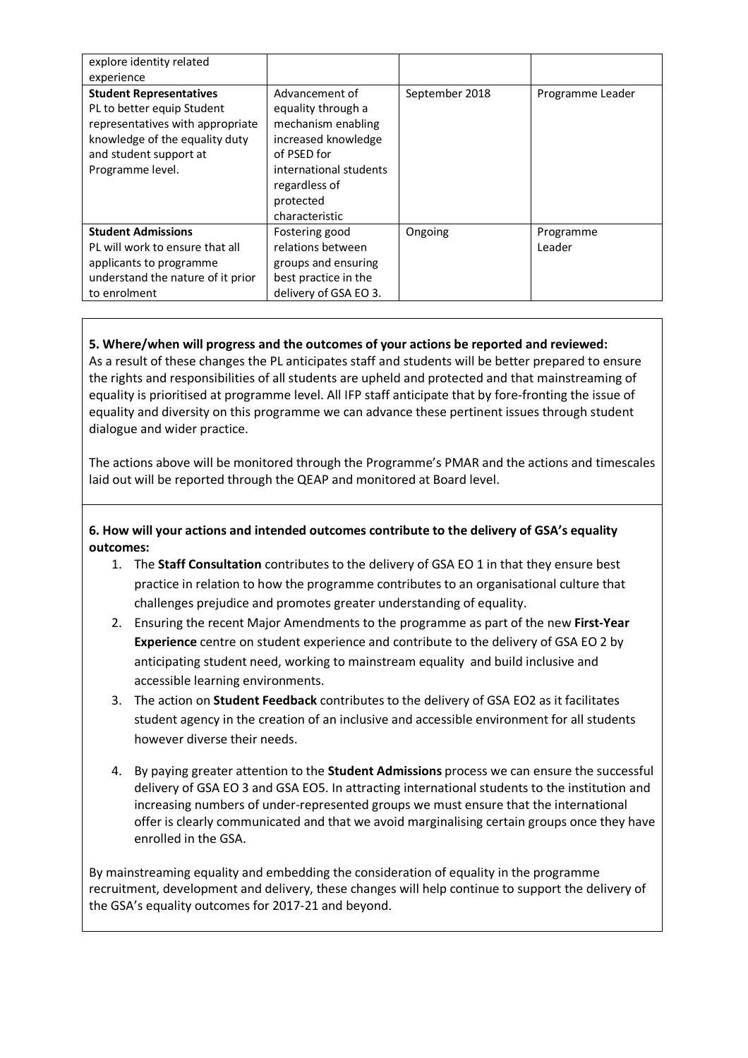| | | | |
|---|---|---|---|
| explore identity related experience | | | |
| **Student Representatives** PL to better equip Student representatives with appropriate knowledge of the equality duty and student support at Programme level. | Advancement of equality through a mechanism enabling increased knowledge of PSED for international students regardless of protected characteristic | September 2018 | Programme Leader |
| **Student Admissions** PL will work to ensure that all applicants to programme understand the nature of it prior to enrolment | Fostering good relations between groups and ensuring best practice in the delivery of GSA EO 3. | Ongoing | Programme Leader |

**5. Where/when will progress and the outcomes of your actions be reported and reviewed:**

As a result of these changes the PL anticipates staff and students will be better prepared to ensure the rights and responsibilities of all students are upheld and protected and that mainstreaming of equality is prioritised at programme level. All IFP staff anticipate that by fore-fronting the issue of equality and diversity on this programme we can advance these pertinent issues through student dialogue and wider practice.

The actions above will be monitored through the Programme's PMAR and the actions and timescales laid out will be reported through the QEAP and monitored at Board level.

**6. How will your actions and intended outcomes contribute to the delivery of GSA's equality outcomes:**

1. The **Staff Consultation** contributes to the delivery of GSA EO 1 in that they ensure best practice in relation to how the programme contributes to an organisational culture that challenges prejudice and promotes greater understanding of equality.
2. Ensuring the recent Major Amendments to the programme as part of the new **First-Year Experience** centre on student experience and contribute to the delivery of GSA EO 2 by anticipating student need, working to mainstream equality and build inclusive and accessible learning environments.
3. The action on **Student Feedback** contributes to the delivery of GSA EO2 as it facilitates student agency in the creation of an inclusive and accessible environment for all students however diverse their needs.
4. By paying greater attention to the **Student Admissions** process we can ensure the successful delivery of GSA EO 3 and GSA EO5. In attracting international students to the institution and increasing numbers of under-represented groups we must ensure that the international offer is clearly communicated and that we avoid marginalising certain groups once they have enrolled in the GSA.

By mainstreaming equality and embedding the consideration of equality in the programme recruitment, development and delivery, these changes will help continue to support the delivery of the GSA's equality outcomes for 2017-21 and beyond.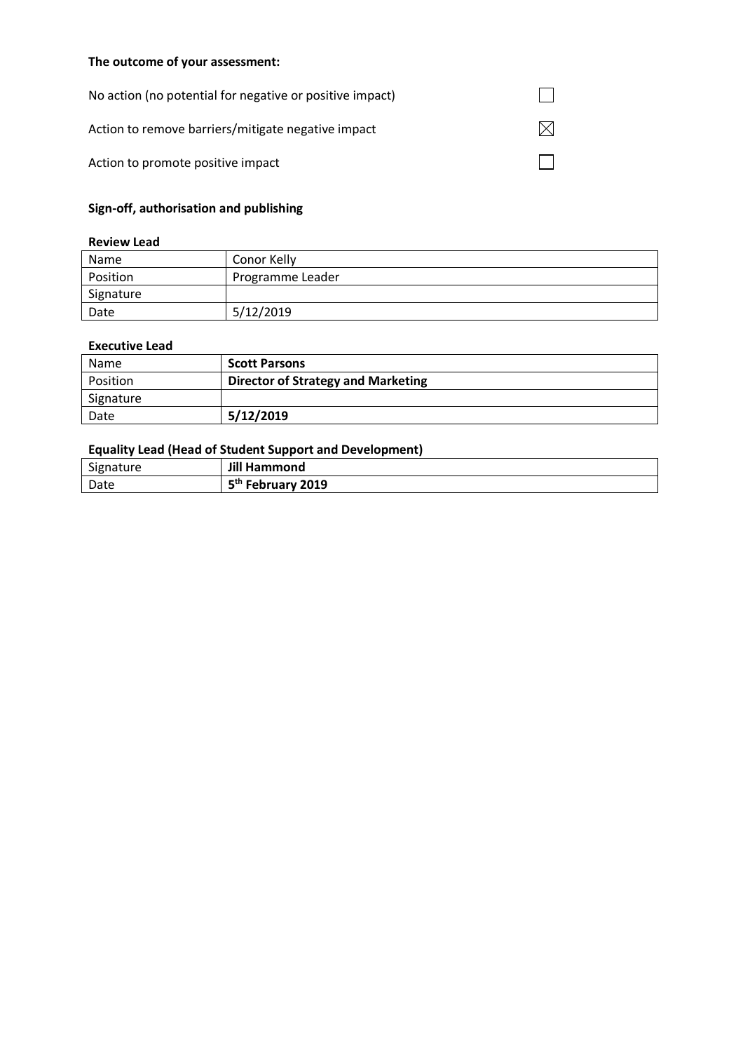**The outcome of your assessment:**

No action (no potential for negative or positive impact) ☐

Action to remove barriers/mitigate negative impact ☒

Action to promote positive impact ☐

**Sign-off, authorisation and publishing**

**Review Lead**

| | |
|---|---|
| Name | Conor Kelly |
| Position | Programme Leader |
| Signature | |
| Date | 5/12/2019 |

**Executive Lead**

| | |
|---|---|
| Name | **Scott Parsons** |
| Position | **Director of Strategy and Marketing** |
| Signature | |
| Date | **5/12/2019** |

**Equality Lead (Head of Student Support and Development)**

| | |
|---|---|
| Signature | **Jill Hammond** |
| Date | **5th February 2019** |